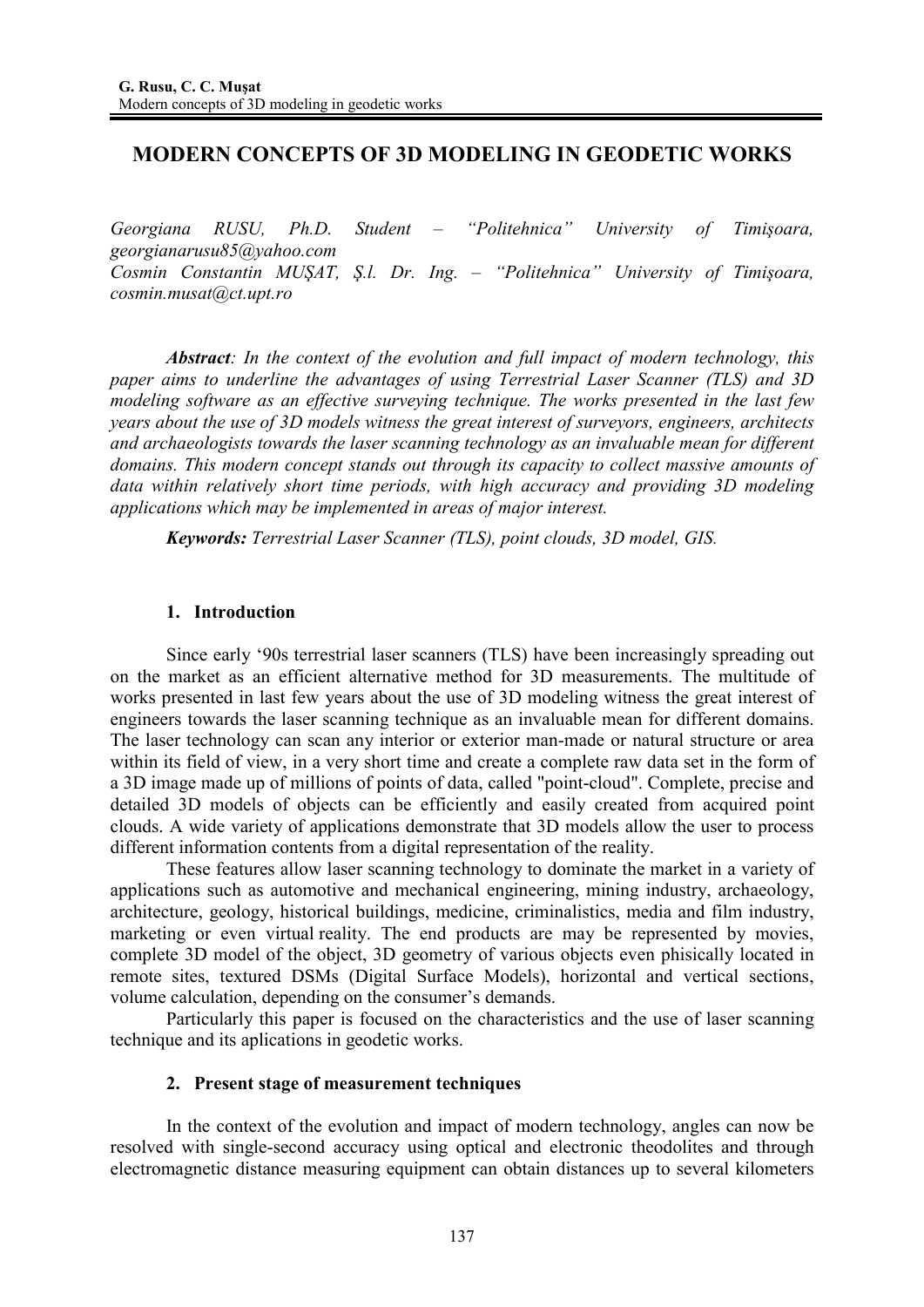# MODERN CONCEPTS OF 3D MODELING IN GEODETIC WORKS

*Georgiana RUSU, Ph.D. Student – "Politehnica" University of Timişoara, georgianarusu85@yahoo.com*
*Cosmin Constantin MUŞAT, Ş.l. Dr. Ing. – "Politehnica" University of Timişoara, cosmin.musat@ct.upt.ro*

***Abstract**: In the context of the evolution and full impact of modern technology, this paper aims to underline the advantages of using Terrestrial Laser Scanner (TLS) and 3D modeling software as an effective surveying technique. The works presented in the last few years about the use of 3D models witness the great interest of surveyors, engineers, architects and archaeologists towards the laser scanning technology as an invaluable mean for different domains. This modern concept stands out through its capacity to collect massive amounts of data within relatively short time periods, with high accuracy and providing 3D modeling applications which may be implemented in areas of major interest.*

***Keywords:** Terrestrial Laser Scanner (TLS), point clouds, 3D model, GIS.*

## 1. Introduction

Since early '90s terrestrial laser scanners (TLS) have been increasingly spreading out on the market as an efficient alternative method for 3D measurements. The multitude of works presented in last few years about the use of 3D modeling witness the great interest of engineers towards the laser scanning technique as an invaluable mean for different domains. The laser technology can scan any interior or exterior man-made or natural structure or area within its field of view, in a very short time and create a complete raw data set in the form of a 3D image made up of millions of points of data, called "point-cloud". Complete, precise and detailed 3D models of objects can be efficiently and easily created from acquired point clouds. A wide variety of applications demonstrate that 3D models allow the user to process different information contents from a digital representation of the reality.

These features allow laser scanning technology to dominate the market in a variety of applications such as automotive and mechanical engineering, mining industry, archaeology, architecture, geology, historical buildings, medicine, criminalistics, media and film industry, marketing or even virtual reality. The end products are may be represented by movies, complete 3D model of the object, 3D geometry of various objects even phisically located in remote sites, textured DSMs (Digital Surface Models), horizontal and vertical sections, volume calculation, depending on the consumer's demands.

Particularly this paper is focused on the characteristics and the use of laser scanning technique and its aplications in geodetic works.

## 2. Present stage of measurement techniques

In the context of the evolution and impact of modern technology, angles can now be resolved with single-second accuracy using optical and electronic theodolites and through electromagnetic distance measuring equipment can obtain distances up to several kilometers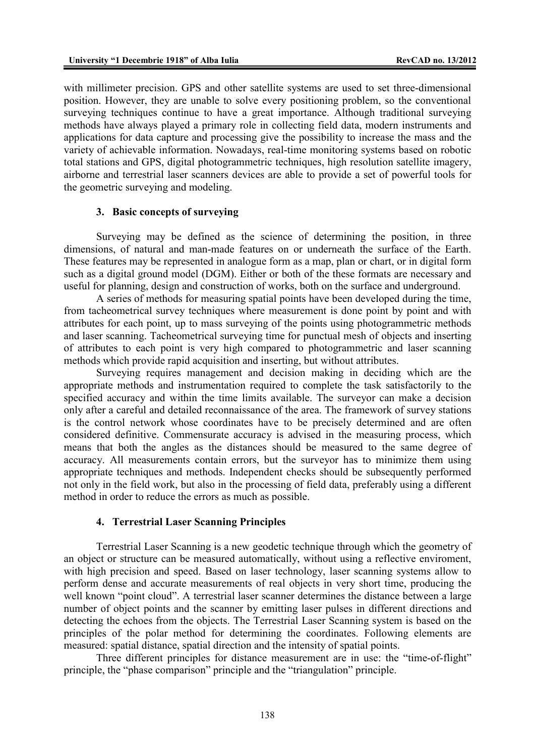with millimeter precision. GPS and other satellite systems are used to set three-dimensional position. However, they are unable to solve every positioning problem, so the conventional surveying techniques continue to have a great importance. Although traditional surveying methods have always played a primary role in collecting field data, modern instruments and applications for data capture and processing give the possibility to increase the mass and the variety of achievable information. Nowadays, real-time monitoring systems based on robotic total stations and GPS, digital photogrammetric techniques, high resolution satellite imagery, airborne and terrestrial laser scanners devices are able to provide a set of powerful tools for the geometric surveying and modeling.

## 3. Basic concepts of surveying

Surveying may be defined as the science of determining the position, in three dimensions, of natural and man-made features on or underneath the surface of the Earth. These features may be represented in analogue form as a map, plan or chart, or in digital form such as a digital ground model (DGM). Either or both of the these formats are necessary and useful for planning, design and construction of works, both on the surface and underground.

A series of methods for measuring spatial points have been developed during the time, from tacheometrical survey techniques where measurement is done point by point and with attributes for each point, up to mass surveying of the points using photogrammetric methods and laser scanning. Tacheometrical surveying time for punctual mesh of objects and inserting of attributes to each point is very high compared to photogrammetric and laser scanning methods which provide rapid acquisition and inserting, but without attributes.

Surveying requires management and decision making in deciding which are the appropriate methods and instrumentation required to complete the task satisfactorily to the specified accuracy and within the time limits available. The surveyor can make a decision only after a careful and detailed reconnaissance of the area. The framework of survey stations is the control network whose coordinates have to be precisely determined and are often considered definitive. Commensurate accuracy is advised in the measuring process, which means that both the angles as the distances should be measured to the same degree of accuracy. All measurements contain errors, but the surveyor has to minimize them using appropriate techniques and methods. Independent checks should be subsequently performed not only in the field work, but also in the processing of field data, preferably using a different method in order to reduce the errors as much as possible.

## 4. Terrestrial Laser Scanning Principles

Terrestrial Laser Scanning is a new geodetic technique through which the geometry of an object or structure can be measured automatically, without using a reflective enviroment, with high precision and speed. Based on laser technology, laser scanning systems allow to perform dense and accurate measurements of real objects in very short time, producing the well known "point cloud". A terrestrial laser scanner determines the distance between a large number of object points and the scanner by emitting laser pulses in different directions and detecting the echoes from the objects. The Terrestrial Laser Scanning system is based on the principles of the polar method for determining the coordinates. Following elements are measured: spatial distance, spatial direction and the intensity of spatial points.

Three different principles for distance measurement are in use: the "time-of-flight" principle, the "phase comparison" principle and the "triangulation" principle.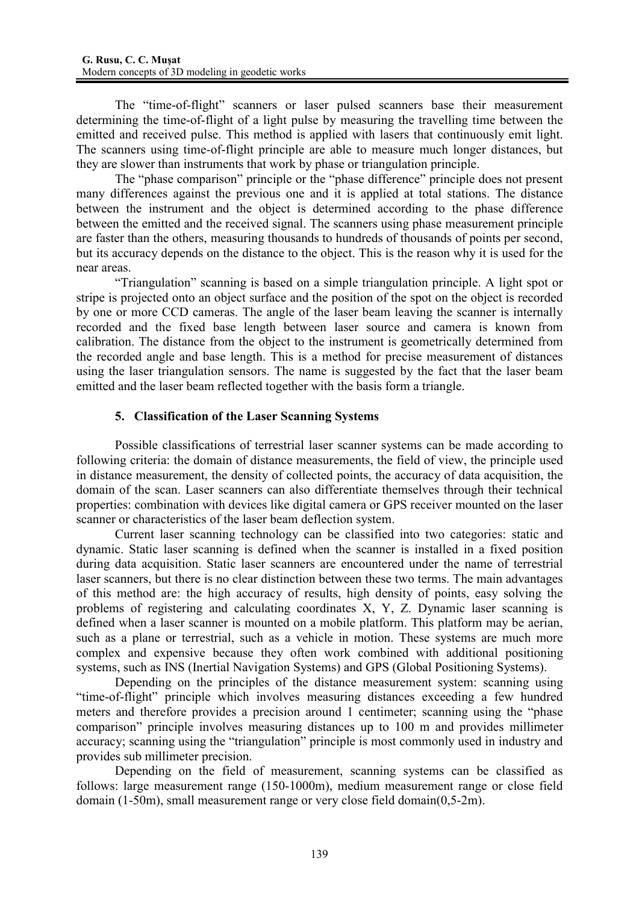The "time-of-flight" scanners or laser pulsed scanners base their measurement determining the time-of-flight of a light pulse by measuring the travelling time between the emitted and received pulse. This method is applied with lasers that continuously emit light. The scanners using time-of-flight principle are able to measure much longer distances, but they are slower than instruments that work by phase or triangulation principle.

The "phase comparison" principle or the "phase difference" principle does not present many differences against the previous one and it is applied at total stations. The distance between the instrument and the object is determined according to the phase difference between the emitted and the received signal. The scanners using phase measurement principle are faster than the others, measuring thousands to hundreds of thousands of points per second, but its accuracy depends on the distance to the object. This is the reason why it is used for the near areas.

"Triangulation" scanning is based on a simple triangulation principle. A light spot or stripe is projected onto an object surface and the position of the spot on the object is recorded by one or more CCD cameras. The angle of the laser beam leaving the scanner is internally recorded and the fixed base length between laser source and camera is known from calibration. The distance from the object to the instrument is geometrically determined from the recorded angle and base length. This is a method for precise measurement of distances using the laser triangulation sensors. The name is suggested by the fact that the laser beam emitted and the laser beam reflected together with the basis form a triangle.

## 5. Classification of the Laser Scanning Systems

Possible classifications of terrestrial laser scanner systems can be made according to following criteria: the domain of distance measurements, the field of view, the principle used in distance measurement, the density of collected points, the accuracy of data acquisition, the domain of the scan. Laser scanners can also differentiate themselves through their technical properties: combination with devices like digital camera or GPS receiver mounted on the laser scanner or characteristics of the laser beam deflection system.

Current laser scanning technology can be classified into two categories: static and dynamic. Static laser scanning is defined when the scanner is installed in a fixed position during data acquisition. Static laser scanners are encountered under the name of terrestrial laser scanners, but there is no clear distinction between these two terms. The main advantages of this method are: the high accuracy of results, high density of points, easy solving the problems of registering and calculating coordinates X, Y, Z. Dynamic laser scanning is defined when a laser scanner is mounted on a mobile platform. This platform may be aerian, such as a plane or terrestrial, such as a vehicle in motion. These systems are much more complex and expensive because they often work combined with additional positioning systems, such as INS (Inertial Navigation Systems) and GPS (Global Positioning Systems).

Depending on the principles of the distance measurement system: scanning using "time-of-flight" principle which involves measuring distances exceeding a few hundred meters and therefore provides a precision around 1 centimeter; scanning using the "phase comparison" principle involves measuring distances up to 100 m and provides millimeter accuracy; scanning using the "triangulation" principle is most commonly used in industry and provides sub millimeter precision.

Depending on the field of measurement, scanning systems can be classified as follows: large measurement range (150-1000m), medium measurement range or close field domain (1-50m), small measurement range or very close field domain(0,5-2m).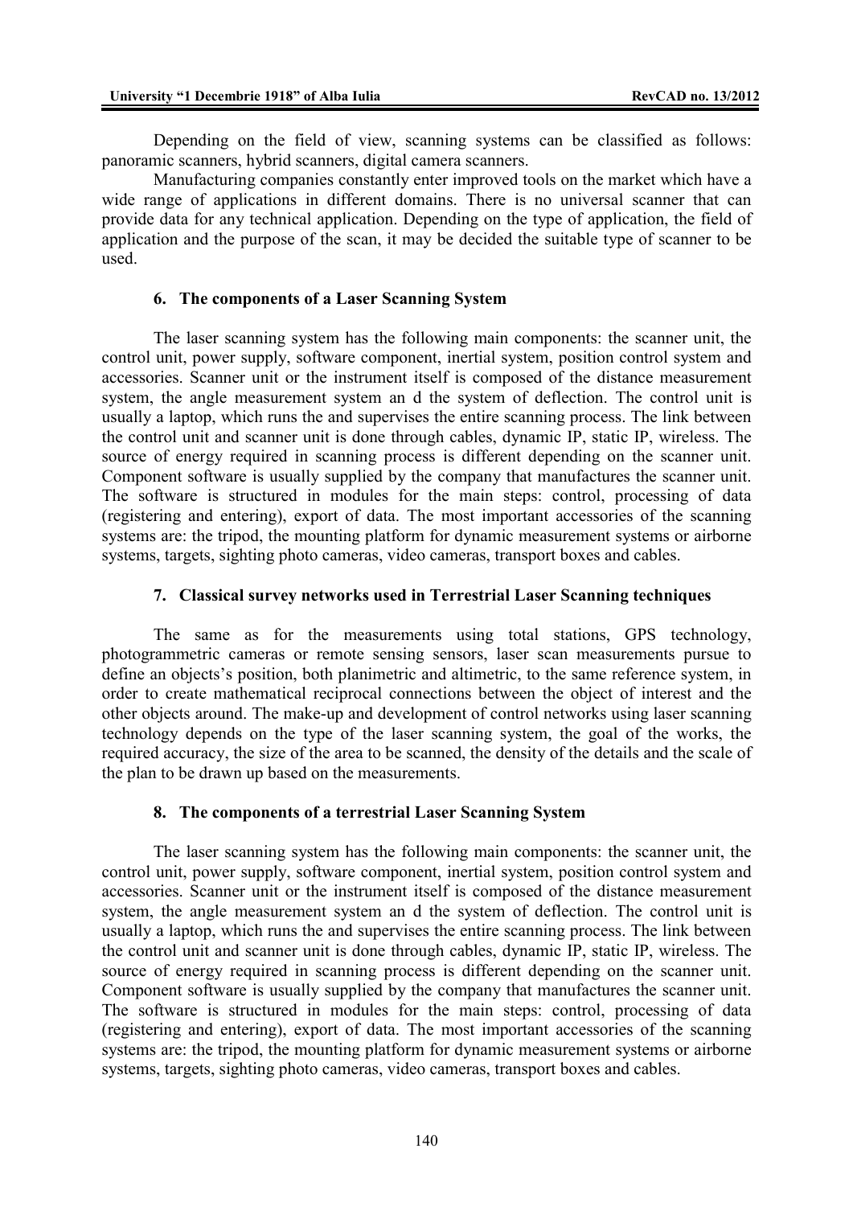Depending on the field of view, scanning systems can be classified as follows: panoramic scanners, hybrid scanners, digital camera scanners.

Manufacturing companies constantly enter improved tools on the market which have a wide range of applications in different domains. There is no universal scanner that can provide data for any technical application. Depending on the type of application, the field of application and the purpose of the scan, it may be decided the suitable type of scanner to be used.

### 6. The components of a Laser Scanning System

The laser scanning system has the following main components: the scanner unit, the control unit, power supply, software component, inertial system, position control system and accessories. Scanner unit or the instrument itself is composed of the distance measurement system, the angle measurement system an d the system of deflection. The control unit is usually a laptop, which runs the and supervises the entire scanning process. The link between the control unit and scanner unit is done through cables, dynamic IP, static IP, wireless. The source of energy required in scanning process is different depending on the scanner unit. Component software is usually supplied by the company that manufactures the scanner unit. The software is structured in modules for the main steps: control, processing of data (registering and entering), export of data. The most important accessories of the scanning systems are: the tripod, the mounting platform for dynamic measurement systems or airborne systems, targets, sighting photo cameras, video cameras, transport boxes and cables.

### 7. Classical survey networks used in Terrestrial Laser Scanning techniques

The same as for the measurements using total stations, GPS technology, photogrammetric cameras or remote sensing sensors, laser scan measurements pursue to define an objects's position, both planimetric and altimetric, to the same reference system, in order to create mathematical reciprocal connections between the object of interest and the other objects around. The make-up and development of control networks using laser scanning technology depends on the type of the laser scanning system, the goal of the works, the required accuracy, the size of the area to be scanned, the density of the details and the scale of the plan to be drawn up based on the measurements.

### 8. The components of a terrestrial Laser Scanning System

The laser scanning system has the following main components: the scanner unit, the control unit, power supply, software component, inertial system, position control system and accessories. Scanner unit or the instrument itself is composed of the distance measurement system, the angle measurement system an d the system of deflection. The control unit is usually a laptop, which runs the and supervises the entire scanning process. The link between the control unit and scanner unit is done through cables, dynamic IP, static IP, wireless. The source of energy required in scanning process is different depending on the scanner unit. Component software is usually supplied by the company that manufactures the scanner unit. The software is structured in modules for the main steps: control, processing of data (registering and entering), export of data. The most important accessories of the scanning systems are: the tripod, the mounting platform for dynamic measurement systems or airborne systems, targets, sighting photo cameras, video cameras, transport boxes and cables.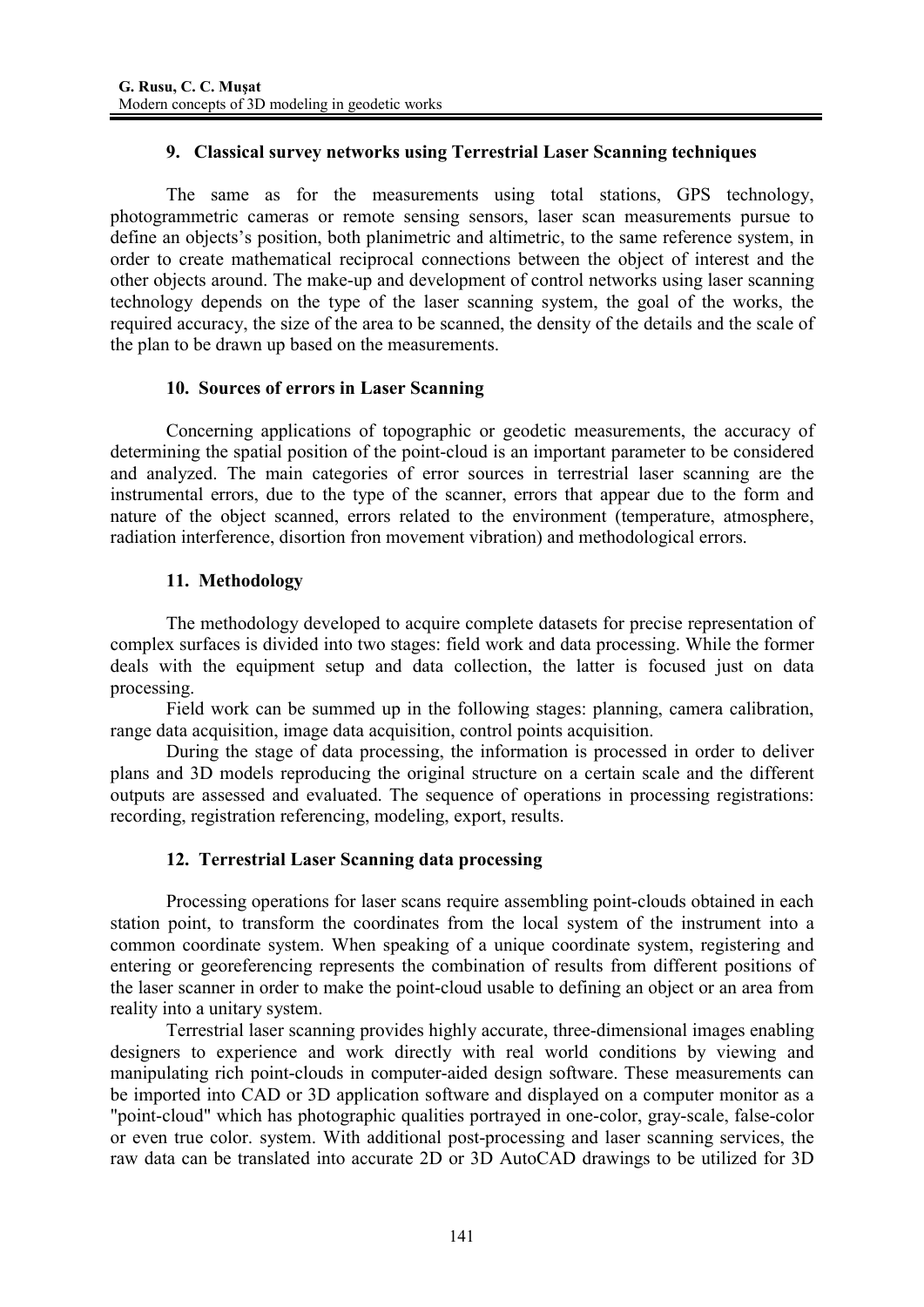## 9. Classical survey networks using Terrestrial Laser Scanning techniques

The same as for the measurements using total stations, GPS technology, photogrammetric cameras or remote sensing sensors, laser scan measurements pursue to define an objects's position, both planimetric and altimetric, to the same reference system, in order to create mathematical reciprocal connections between the object of interest and the other objects around. The make-up and development of control networks using laser scanning technology depends on the type of the laser scanning system, the goal of the works, the required accuracy, the size of the area to be scanned, the density of the details and the scale of the plan to be drawn up based on the measurements.

## 10. Sources of errors in Laser Scanning

Concerning applications of topographic or geodetic measurements, the accuracy of determining the spatial position of the point-cloud is an important parameter to be considered and analyzed. The main categories of error sources in terrestrial laser scanning are the instrumental errors, due to the type of the scanner, errors that appear due to the form and nature of the object scanned, errors related to the environment (temperature, atmosphere, radiation interference, disortion fron movement vibration) and methodological errors.

## 11. Methodology

The methodology developed to acquire complete datasets for precise representation of complex surfaces is divided into two stages: field work and data processing. While the former deals with the equipment setup and data collection, the latter is focused just on data processing.

Field work can be summed up in the following stages: planning, camera calibration, range data acquisition, image data acquisition, control points acquisition.

During the stage of data processing, the information is processed in order to deliver plans and 3D models reproducing the original structure on a certain scale and the different outputs are assessed and evaluated. The sequence of operations in processing registrations: recording, registration referencing, modeling, export, results.

## 12. Terrestrial Laser Scanning data processing

Processing operations for laser scans require assembling point-clouds obtained in each station point, to transform the coordinates from the local system of the instrument into a common coordinate system. When speaking of a unique coordinate system, registering and entering or georeferencing represents the combination of results from different positions of the laser scanner in order to make the point-cloud usable to defining an object or an area from reality into a unitary system.

Terrestrial laser scanning provides highly accurate, three-dimensional images enabling designers to experience and work directly with real world conditions by viewing and manipulating rich point-clouds in computer-aided design software. These measurements can be imported into CAD or 3D application software and displayed on a computer monitor as a "point-cloud" which has photographic qualities portrayed in one-color, gray-scale, false-color or even true color. system. With additional post-processing and laser scanning services, the raw data can be translated into accurate 2D or 3D AutoCAD drawings to be utilized for 3D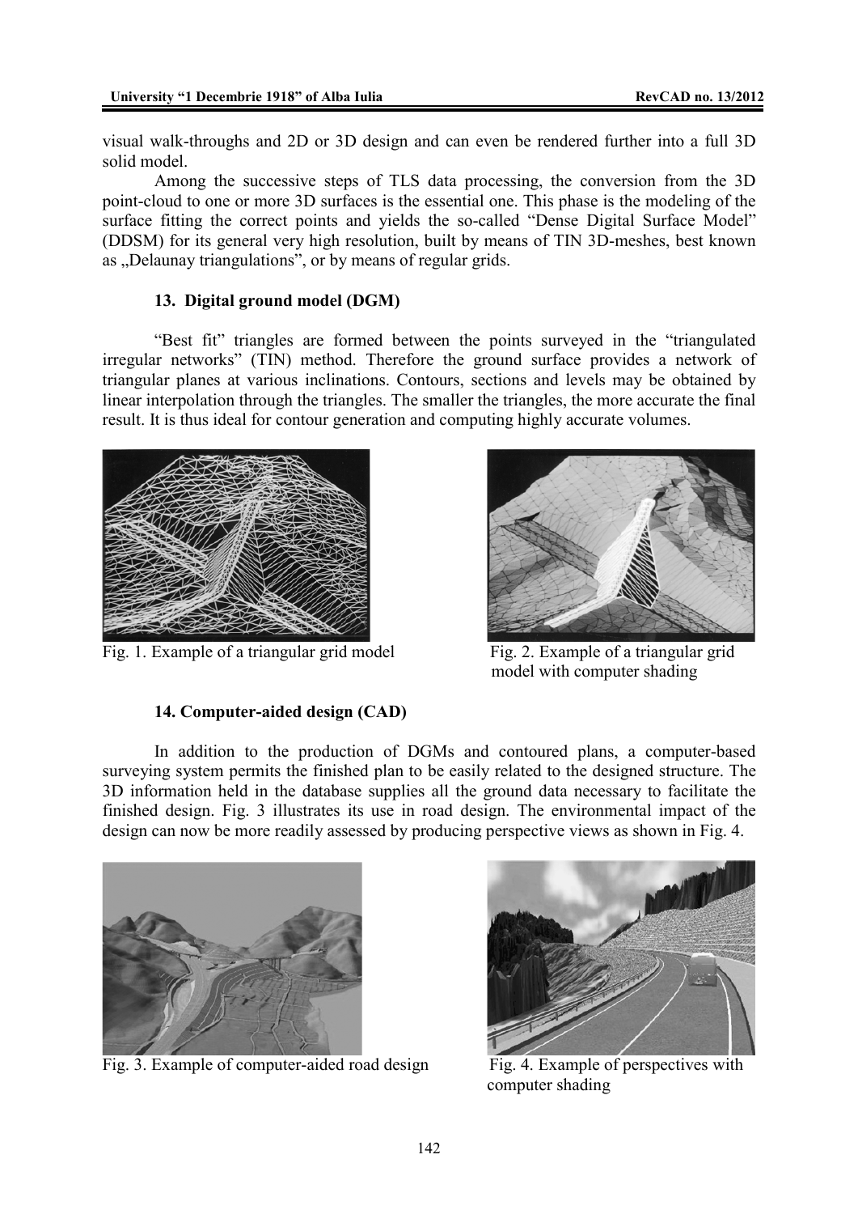visual walk-throughs and 2D or 3D design and can even be rendered further into a full 3D solid model.

Among the successive steps of TLS data processing, the conversion from the 3D point-cloud to one or more 3D surfaces is the essential one. This phase is the modeling of the surface fitting the correct points and yields the so-called "Dense Digital Surface Model" (DDSM) for its general very high resolution, built by means of TIN 3D-meshes, best known as „Delaunay triangulations", or by means of regular grids.

### 13. Digital ground model (DGM)

"Best fit" triangles are formed between the points surveyed in the "triangulated irregular networks" (TIN) method. Therefore the ground surface provides a network of triangular planes at various inclinations. Contours, sections and levels may be obtained by linear interpolation through the triangles. The smaller the triangles, the more accurate the final result. It is thus ideal for contour generation and computing highly accurate volumes.

Fig. 1. Example of a triangular grid model

Fig. 2. Example of a triangular grid model with computer shading

### 14. Computer-aided design (CAD)

In addition to the production of DGMs and contoured plans, a computer-based surveying system permits the finished plan to be easily related to the designed structure. The 3D information held in the database supplies all the ground data necessary to facilitate the finished design. Fig. 3 illustrates its use in road design. The environmental impact of the design can now be more readily assessed by producing perspective views as shown in Fig. 4.

Fig. 3. Example of computer-aided road design

Fig. 4. Example of perspectives with computer shading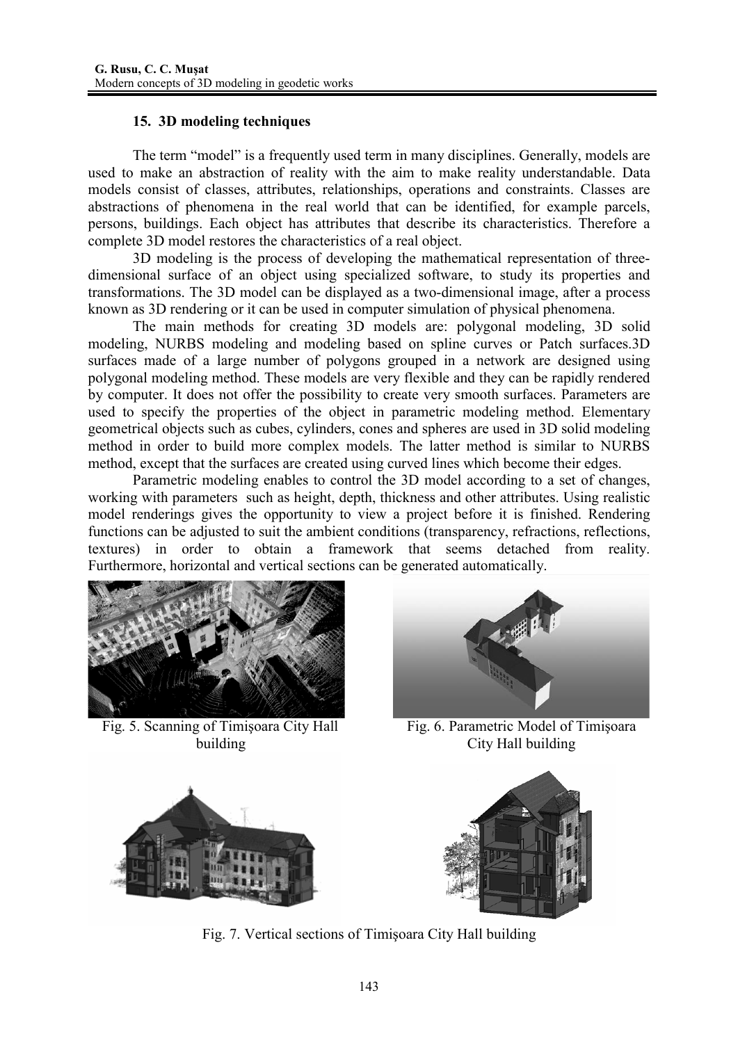### 15. 3D modeling techniques

The term "model" is a frequently used term in many disciplines. Generally, models are used to make an abstraction of reality with the aim to make reality understandable. Data models consist of classes, attributes, relationships, operations and constraints. Classes are abstractions of phenomena in the real world that can be identified, for example parcels, persons, buildings. Each object has attributes that describe its characteristics. Therefore a complete 3D model restores the characteristics of a real object.

3D modeling is the process of developing the mathematical representation of three-dimensional surface of an object using specialized software, to study its properties and transformations. The 3D model can be displayed as a two-dimensional image, after a process known as 3D rendering or it can be used in computer simulation of physical phenomena.

The main methods for creating 3D models are: polygonal modeling, 3D solid modeling, NURBS modeling and modeling based on spline curves or Patch surfaces.3D surfaces made of a large number of polygons grouped in a network are designed using polygonal modeling method. These models are very flexible and they can be rapidly rendered by computer. It does not offer the possibility to create very smooth surfaces. Parameters are used to specify the properties of the object in parametric modeling method. Elementary geometrical objects such as cubes, cylinders, cones and spheres are used in 3D solid modeling method in order to build more complex models. The latter method is similar to NURBS method, except that the surfaces are created using curved lines which become their edges.

Parametric modeling enables to control the 3D model according to a set of changes, working with parameters such as height, depth, thickness and other attributes. Using realistic model renderings gives the opportunity to view a project before it is finished. Rendering functions can be adjusted to suit the ambient conditions (transparency, refractions, reflections, textures) in order to obtain a framework that seems detached from reality. Furthermore, horizontal and vertical sections can be generated automatically.

Fig. 5. Scanning of Timişoara City Hall building

Fig. 6. Parametric Model of Timişoara City Hall building

Fig. 7. Vertical sections of Timişoara City Hall building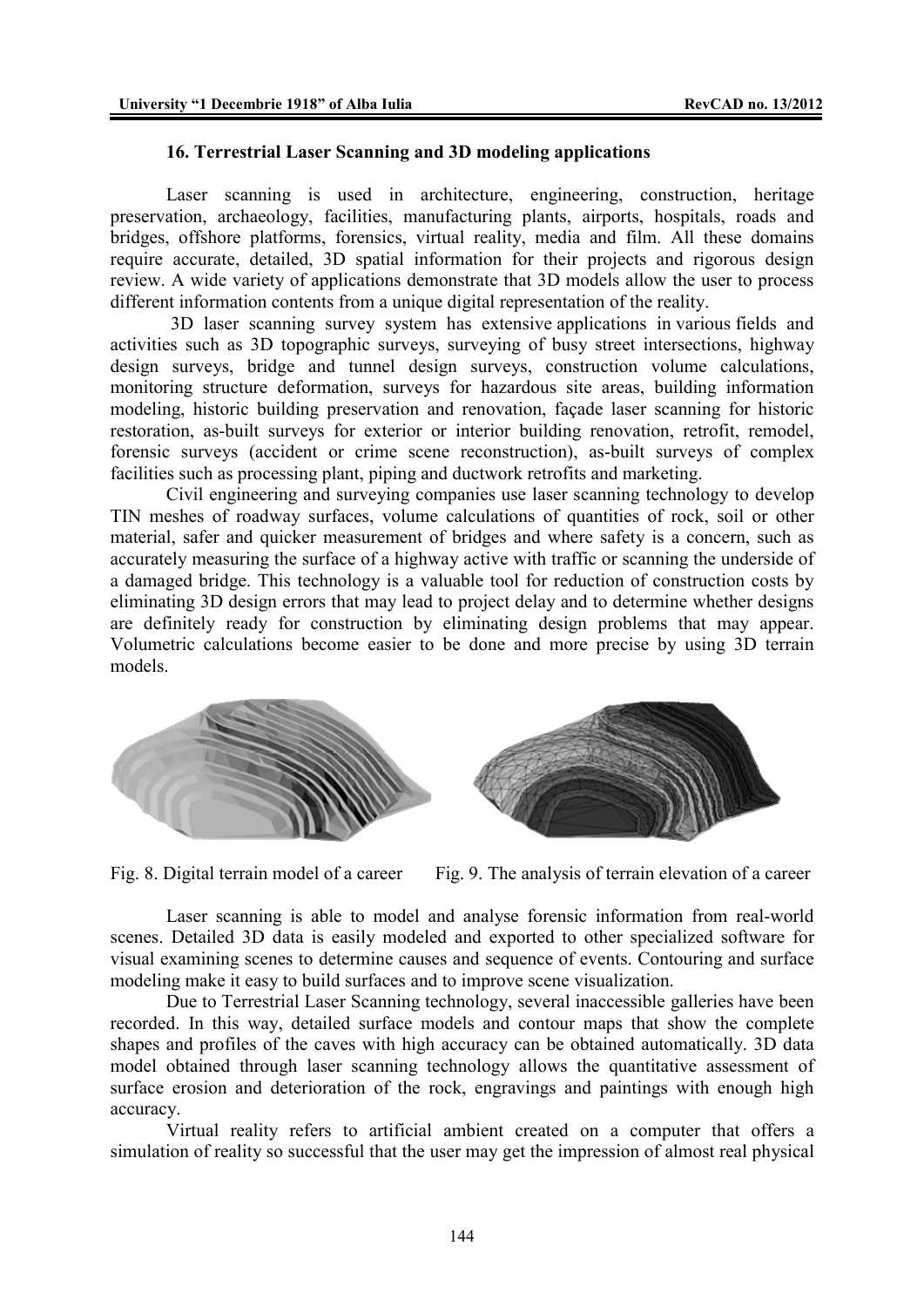## 16. Terrestrial Laser Scanning and 3D modeling applications

Laser scanning is used in architecture, engineering, construction, heritage preservation, archaeology, facilities, manufacturing plants, airports, hospitals, roads and bridges, offshore platforms, forensics, virtual reality, media and film. All these domains require accurate, detailed, 3D spatial information for their projects and rigorous design review. A wide variety of applications demonstrate that 3D models allow the user to process different information contents from a unique digital representation of the reality.

3D laser scanning survey system has extensive applications in various fields and activities such as 3D topographic surveys, surveying of busy street intersections, highway design surveys, bridge and tunnel design surveys, construction volume calculations, monitoring structure deformation, surveys for hazardous site areas, building information modeling, historic building preservation and renovation, façade laser scanning for historic restoration, as-built surveys for exterior or interior building renovation, retrofit, remodel, forensic surveys (accident or crime scene reconstruction), as-built surveys of complex facilities such as processing plant, piping and ductwork retrofits and marketing.

Civil engineering and surveying companies use laser scanning technology to develop TIN meshes of roadway surfaces, volume calculations of quantities of rock, soil or other material, safer and quicker measurement of bridges and where safety is a concern, such as accurately measuring the surface of a highway active with traffic or scanning the underside of a damaged bridge. This technology is a valuable tool for reduction of construction costs by eliminating 3D design errors that may lead to project delay and to determine whether designs are definitely ready for construction by eliminating design problems that may appear. Volumetric calculations become easier to be done and more precise by using 3D terrain models.

Fig. 8. Digital terrain model of a career

Fig. 9. The analysis of terrain elevation of a career

Laser scanning is able to model and analyse forensic information from real-world scenes. Detailed 3D data is easily modeled and exported to other specialized software for visual examining scenes to determine causes and sequence of events. Contouring and surface modeling make it easy to build surfaces and to improve scene visualization.

Due to Terrestrial Laser Scanning technology, several inaccessible galleries have been recorded. In this way, detailed surface models and contour maps that show the complete shapes and profiles of the caves with high accuracy can be obtained automatically. 3D data model obtained through laser scanning technology allows the quantitative assessment of surface erosion and deterioration of the rock, engravings and paintings with enough high accuracy.

Virtual reality refers to artificial ambient created on a computer that offers a simulation of reality so successful that the user may get the impression of almost real physical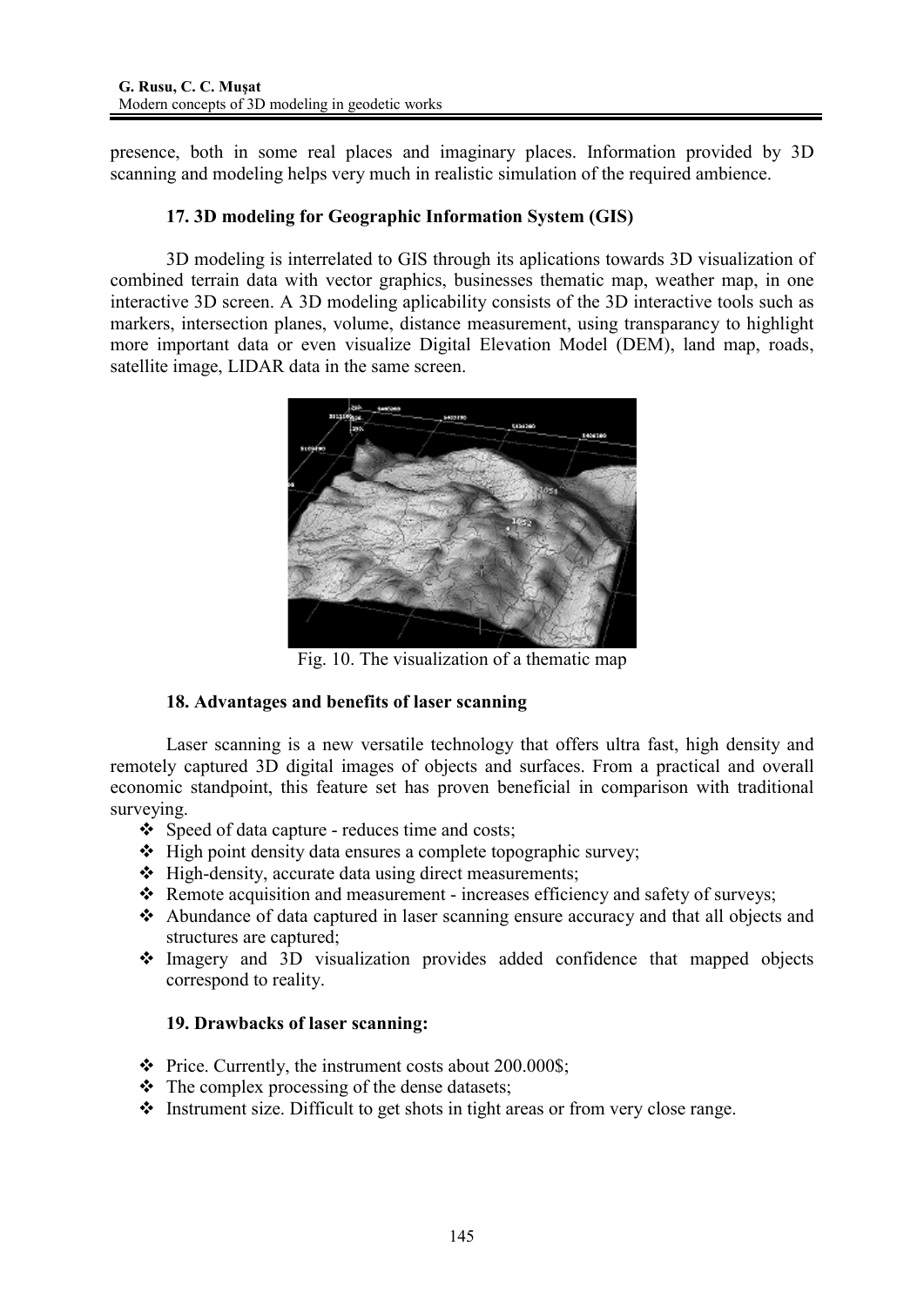presence, both in some real places and imaginary places. Information provided by 3D scanning and modeling helps very much in realistic simulation of the required ambience.

### 17. 3D modeling for Geographic Information System (GIS)

3D modeling is interrelated to GIS through its aplications towards 3D visualization of combined terrain data with vector graphics, businesses thematic map, weather map, in one interactive 3D screen. A 3D modeling aplicability consists of the 3D interactive tools such as markers, intersection planes, volume, distance measurement, using transparancy to highlight more important data or even visualize Digital Elevation Model (DEM), land map, roads, satellite image, LIDAR data in the same screen.

Fig. 10. The visualization of a thematic map

### 18. Advantages and benefits of laser scanning

Laser scanning is a new versatile technology that offers ultra fast, high density and remotely captured 3D digital images of objects and surfaces. From a practical and overall economic standpoint, this feature set has proven beneficial in comparison with traditional surveying.

- Speed of data capture - reduces time and costs;
- High point density data ensures a complete topographic survey;
- High-density, accurate data using direct measurements;
- Remote acquisition and measurement - increases efficiency and safety of surveys;
- Abundance of data captured in laser scanning ensure accuracy and that all objects and structures are captured;
- Imagery and 3D visualization provides added confidence that mapped objects correspond to reality.

### 19. Drawbacks of laser scanning:

- Price. Currently, the instrument costs about 200.000$;
- The complex processing of the dense datasets;
- Instrument size. Difficult to get shots in tight areas or from very close range.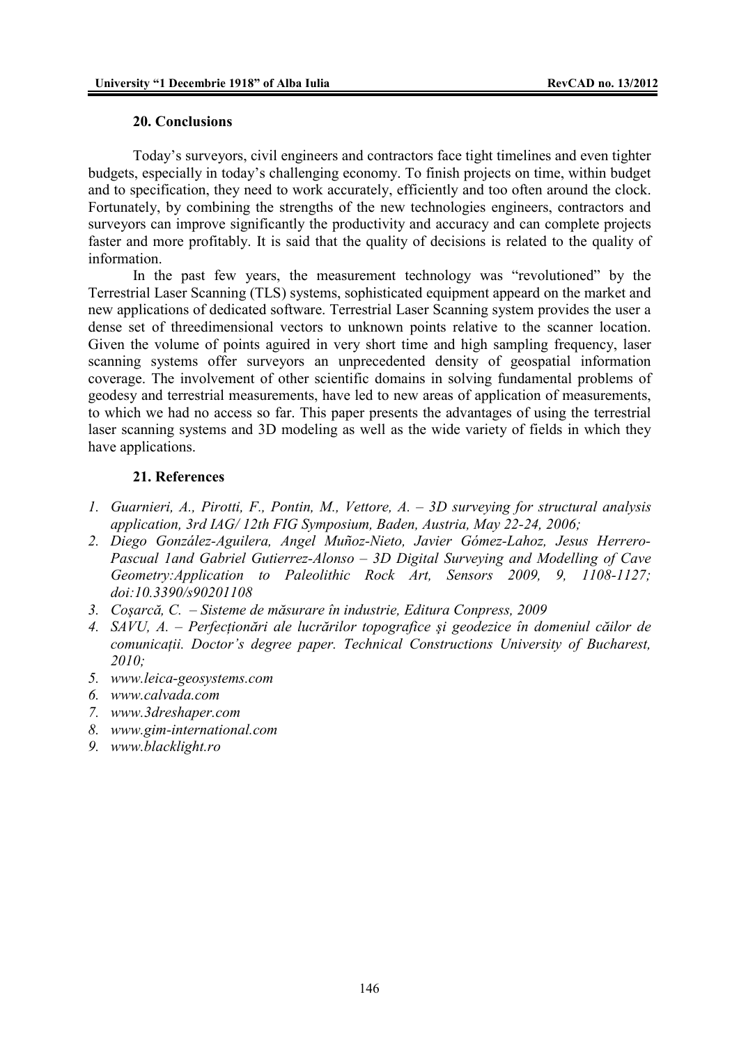## 20. Conclusions

Today's surveyors, civil engineers and contractors face tight timelines and even tighter budgets, especially in today's challenging economy. To finish projects on time, within budget and to specification, they need to work accurately, efficiently and too often around the clock. Fortunately, by combining the strengths of the new technologies engineers, contractors and surveyors can improve significantly the productivity and accuracy and can complete projects faster and more profitably. It is said that the quality of decisions is related to the quality of information.

In the past few years, the measurement technology was "revolutioned" by the Terrestrial Laser Scanning (TLS) systems, sophisticated equipment appeard on the market and new applications of dedicated software. Terrestrial Laser Scanning system provides the user a dense set of threedimensional vectors to unknown points relative to the scanner location. Given the volume of points aguired in very short time and high sampling frequency, laser scanning systems offer surveyors an unprecedented density of geospatial information coverage. The involvement of other scientific domains in solving fundamental problems of geodesy and terrestrial measurements, have led to new areas of application of measurements, to which we had no access so far. This paper presents the advantages of using the terrestrial laser scanning systems and 3D modeling as well as the wide variety of fields in which they have applications.

## 21. References

1. *Guarnieri, A., Pirotti, F., Pontin, M., Vettore, A. – 3D surveying for structural analysis application, 3rd IAG/ 12th FIG Symposium, Baden, Austria, May 22-24, 2006;*
2. *Diego González-Aguilera, Angel Muñoz-Nieto, Javier Gómez-Lahoz, Jesus Herrero-Pascual 1and Gabriel Gutierrez-Alonso – 3D Digital Surveying and Modelling of Cave Geometry:Application to Paleolithic Rock Art, Sensors 2009, 9, 1108-1127; doi:10.3390/s90201108*
3. *Coşarcă, C. – Sisteme de măsurare în industrie, Editura Conpress, 2009*
4. *SAVU, A. – Perfecționări ale lucrărilor topografice şi geodezice în domeniul căilor de comunicații. Doctor's degree paper. Technical Constructions University of Bucharest, 2010;*
5. *www.leica-geosystems.com*
6. *www.calvada.com*
7. *www.3dreshaper.com*
8. *www.gim-international.com*
9. *www.blacklight.ro*